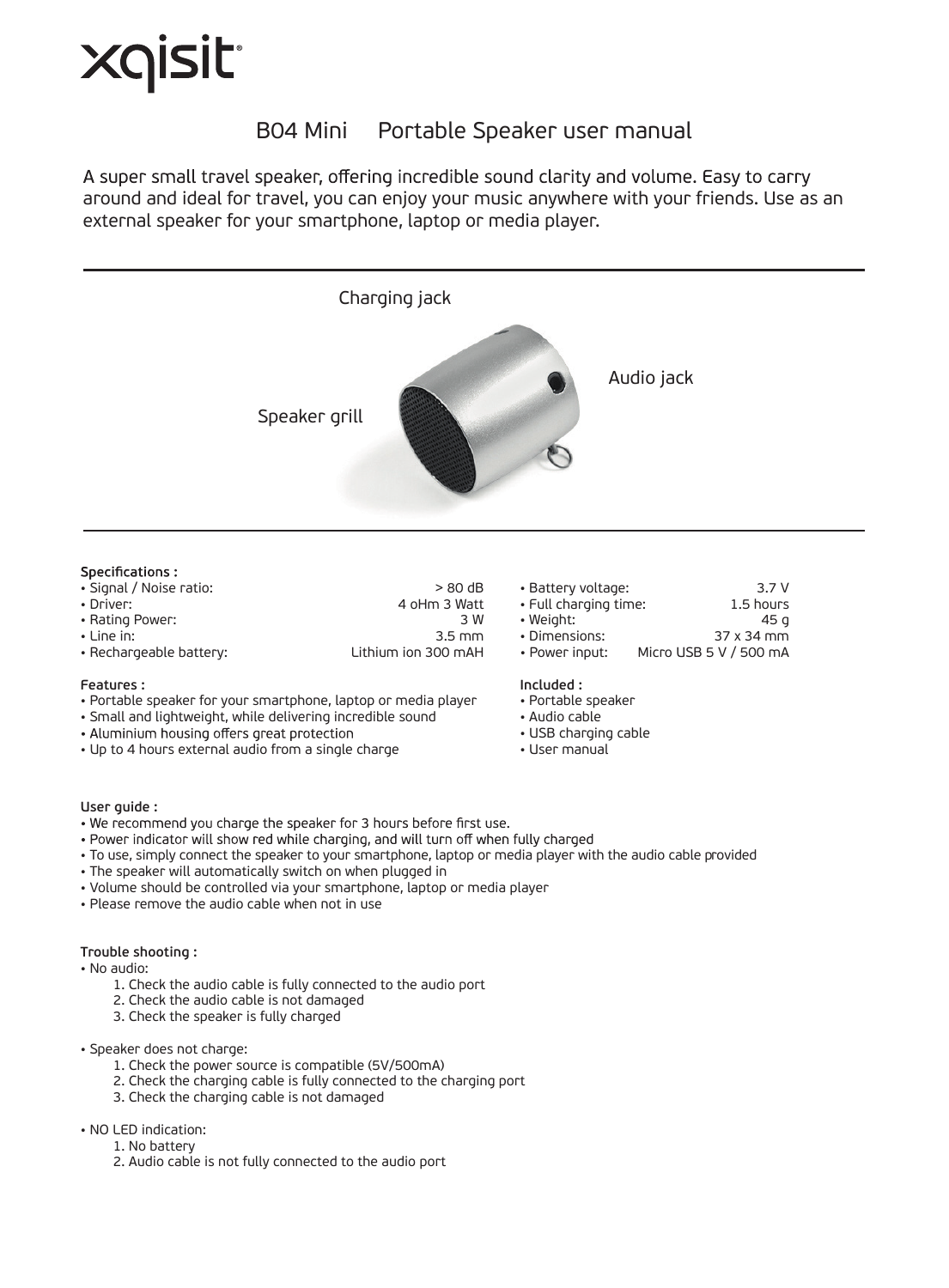xqisit

# B04 Mini Portable Speaker user manual

A super small travel speaker, offering incredible sound clarity and volume. Easy to carry around and ideal for travel, you can enjoy your music anywhere with your friends. Use as an external speaker for your smartphone, laptop or media player.

Charging jack

Audio jack

Speaker grill

**Specifications :**

- Signal / Noise ratio: > 80 dB
- Driver: 4 oHm 3 Watt
- Rating Power: 3 W
- Line in: 3.5 mm
- Rechargeable battery: Lithium ion 300 mAH
- Battery voltage: 3.7 V
- Full charging time: 1.5 hours
- Weight: 45 g
- Dimensions: 37 x 34 mm
- Power input: Micro USB 5 V / 500 mA

**Features :**

- Portable speaker for your smartphone, laptop or media player
- Small and lightweight, while delivering incredible sound
- Aluminium housing offers great protection
- Up to 4 hours external audio from a single charge

**Included :**

- Portable speaker
- Audio cable
- USB charging cable
- User manual

**User guide :**

- We recommend you charge the speaker for 3 hours before first use.
- Power indicator will show red while charging, and will turn off when fully charged
- To use, simply connect the speaker to your smartphone, laptop or media player with the audio cable provided
- The speaker will automatically switch on when plugged in
- Volume should be controlled via your smartphone, laptop or media player
- Please remove the audio cable when not in use

**Trouble shooting :**

- No audio:
  1. Check the audio cable is fully connected to the audio port
  2. Check the audio cable is not damaged
  3. Check the speaker is fully charged

- Speaker does not charge:
  1. Check the power source is compatible (5V/500mA)
  2. Check the charging cable is fully connected to the charging port
  3. Check the charging cable is not damaged

- NO LED indication:
  1. No battery
  2. Audio cable is not fully connected to the audio port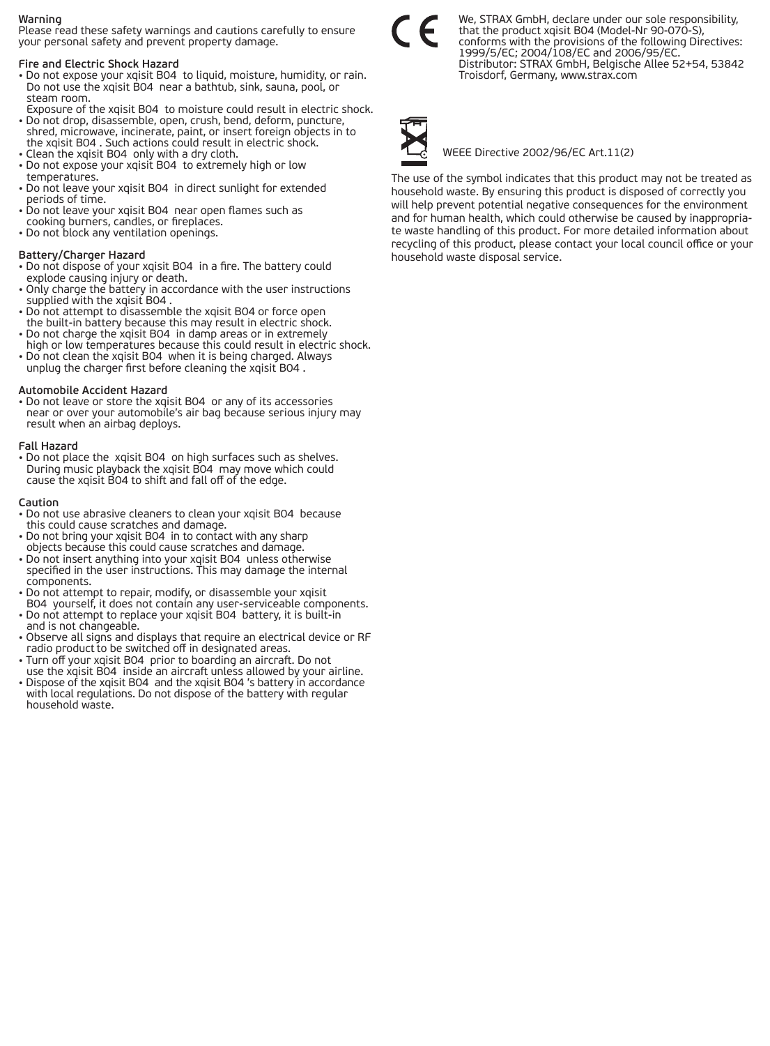**Warning**
Please read these safety warnings and cautions carefully to ensure your personal safety and prevent property damage.

**Fire and Electric Shock Hazard**

- Do not expose your xqisit B04 to liquid, moisture, humidity, or rain. Do not use the xqisit B04 near a bathtub, sink, sauna, pool, or steam room.
  Exposure of the xqisit B04 to moisture could result in electric shock.
- Do not drop, disassemble, open, crush, bend, deform, puncture, shred, microwave, incinerate, paint, or insert foreign objects in to the xqisit B04 . Such actions could result in electric shock.
- Clean the xqisit B04 only with a dry cloth.
- Do not expose your xqisit B04 to extremely high or low temperatures.
- Do not leave your xqisit B04 in direct sunlight for extended periods of time.
- Do not leave your xqisit B04 near open flames such as cooking burners, candles, or fireplaces.
- Do not block any ventilation openings.

**Battery/Charger Hazard**

- Do not dispose of your xqisit B04 in a fire. The battery could explode causing injury or death.
- Only charge the battery in accordance with the user instructions supplied with the xqisit B04 .
- Do not attempt to disassemble the xqisit B04 or force open the built-in battery because this may result in electric shock.
- Do not charge the xqisit B04 in damp areas or in extremely high or low temperatures because this could result in electric shock.
- Do not clean the xqisit B04 when it is being charged. Always unplug the charger first before cleaning the xqisit B04 .

**Automobile Accident Hazard**

- Do not leave or store the xqisit B04 or any of its accessories near or over your automobile's air bag because serious injury may result when an airbag deploys.

**Fall Hazard**

- Do not place the xqisit B04 on high surfaces such as shelves. During music playback the xqisit B04 may move which could cause the xqisit B04 to shift and fall off of the edge.

**Caution**

- Do not use abrasive cleaners to clean your xqisit B04 because this could cause scratches and damage.
- Do not bring your xqisit B04 in to contact with any sharp objects because this could cause scratches and damage.
- Do not insert anything into your xqisit B04 unless otherwise specified in the user instructions. This may damage the internal components.
- Do not attempt to repair, modify, or disassemble your xqisit B04 yourself, it does not contain any user-serviceable components.
- Do not attempt to replace your xqisit B04 battery, it is built-in and is not changeable.
- Observe all signs and displays that require an electrical device or RF radio product to be switched off in designated areas.
- Turn off your xqisit B04 prior to boarding an aircraft. Do not use the xqisit B04 inside an aircraft unless allowed by your airline.
- Dispose of the xqisit B04 and the xqisit B04 's battery in accordance with local regulations. Do not dispose of the battery with regular household waste.

CE

We, STRAX GmbH, declare under our sole responsibility, that the product xqisit B04 (Model-Nr 90-070-S), conforms with the provisions of the following Directives: 1999/5/EC; 2004/108/EC and 2006/95/EC.
Distributor: STRAX GmbH, Belgische Allee 52+54, 53842 Troisdorf, Germany, www.strax.com

WEEE Directive 2002/96/EC Art.11(2)

The use of the symbol indicates that this product may not be treated as household waste. By ensuring this product is disposed of correctly you will help prevent potential negative consequences for the environment and for human health, which could otherwise be caused by inappropriate waste handling of this product. For more detailed information about recycling of this product, please contact your local council office or your household waste disposal service.